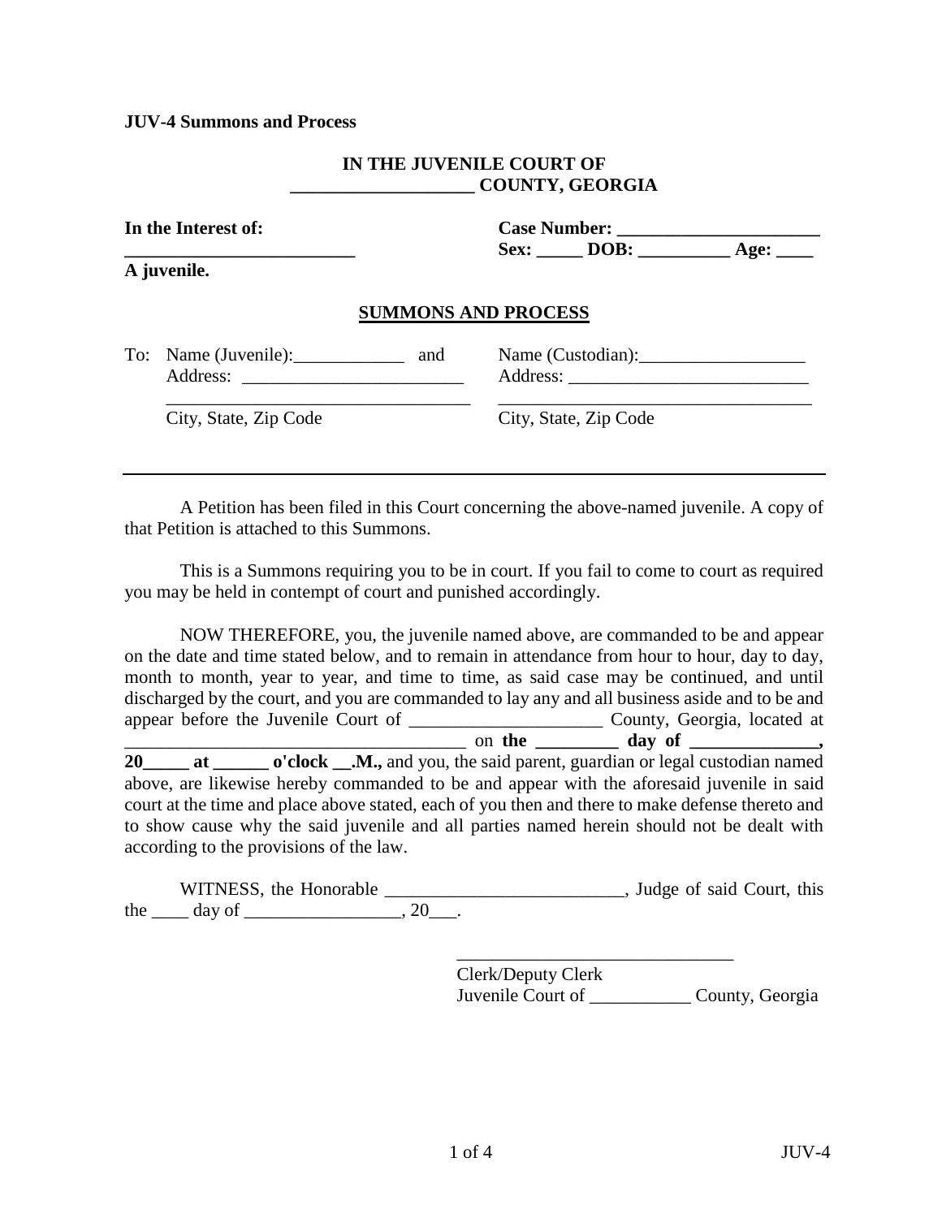**JUV-4 Summons and Process**

**IN THE JUVENILE COURT OF**
**____________________ COUNTY, GEORGIA**

**In the Interest of:**
**_________________________**
**A juvenile.**

**Case Number: ______________________**
**Sex: _____ DOB: __________ Age: ____**

## SUMMONS AND PROCESS

To: Name (Juvenile):____________ and
Address: ________________________
_________________________________
City, State, Zip Code

Name (Custodian):__________________
Address: __________________________
__________________________________
City, State, Zip Code

---

A Petition has been filed in this Court concerning the above-named juvenile. A copy of that Petition is attached to this Summons.

This is a Summons requiring you to be in court. If you fail to come to court as required you may be held in contempt of court and punished accordingly.

NOW THEREFORE, you, the juvenile named above, are commanded to be and appear on the date and time stated below, and to remain in attendance from hour to hour, day to day, month to month, year to year, and time to time, as said case may be continued, and until discharged by the court, and you are commanded to lay any and all business aside and to be and appear before the Juvenile Court of _____________________ County, Georgia, located at _____________________________________ on **the _________ day of ______________, 20_____ at ______ o'clock __.M.,** and you, the said parent, guardian or legal custodian named above, are likewise hereby commanded to be and appear with the aforesaid juvenile in said court at the time and place above stated, each of you then and there to make defense thereto and to show cause why the said juvenile and all parties named herein should not be dealt with according to the provisions of the law.

WITNESS, the Honorable _________________________, Judge of said Court, this the ____ day of _________________, 20___.

______________________________
Clerk/Deputy Clerk
Juvenile Court of ___________ County, Georgia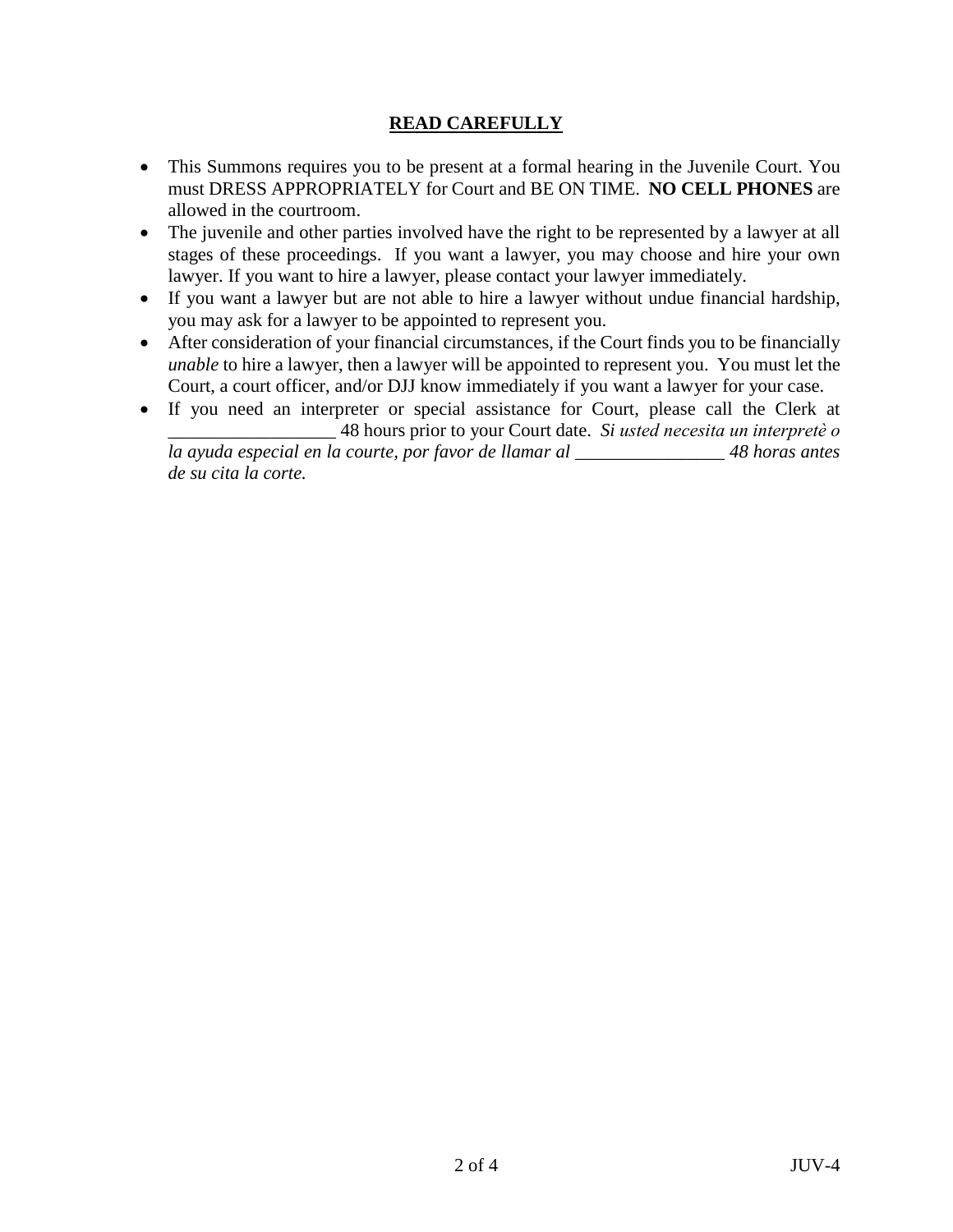## **READ CAREFULLY**

- This Summons requires you to be present at a formal hearing in the Juvenile Court. You must DRESS APPROPRIATELY for Court and BE ON TIME. **NO CELL PHONES** are allowed in the courtroom.
- The juvenile and other parties involved have the right to be represented by a lawyer at all stages of these proceedings. If you want a lawyer, you may choose and hire your own lawyer. If you want to hire a lawyer, please contact your lawyer immediately.
- If you want a lawyer but are not able to hire a lawyer without undue financial hardship, you may ask for a lawyer to be appointed to represent you.
- After consideration of your financial circumstances, if the Court finds you to be financially *unable* to hire a lawyer, then a lawyer will be appointed to represent you. You must let the Court, a court officer, and/or DJJ know immediately if you want a lawyer for your case.
- If you need an interpreter or special assistance for Court, please call the Clerk at __________________ 48 hours prior to your Court date. *Si usted necesita un interpretè o la ayuda especial en la courte, por favor de llamar al ________________ 48 horas antes de su cita la corte.*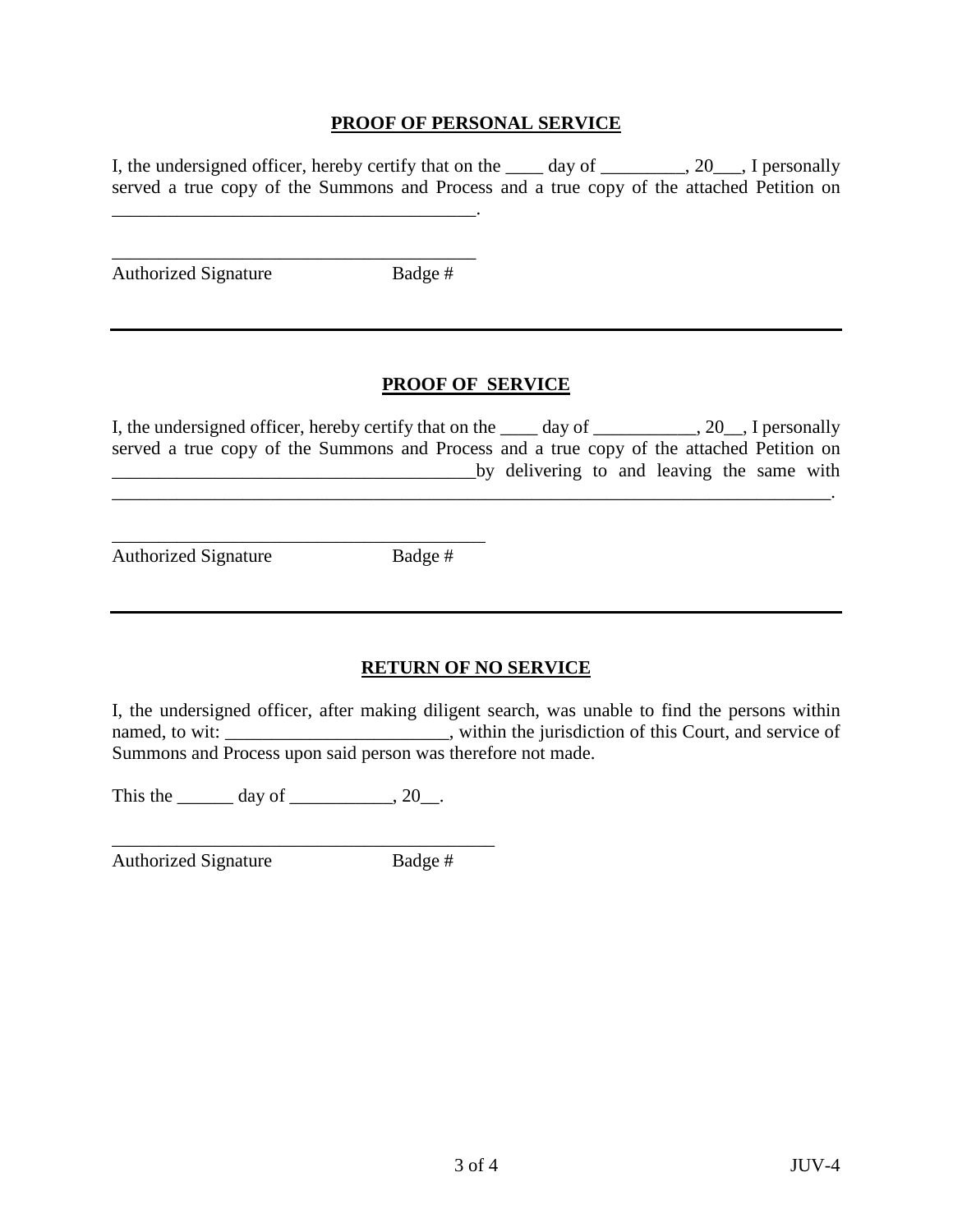**PROOF OF PERSONAL SERVICE**

I, the undersigned officer, hereby certify that on the ____ day of _________, 20___, I personally served a true copy of the Summons and Process and a true copy of the attached Petition on ________________________________________.

________________________________________

Authorized Signature Badge #

---

**PROOF OF SERVICE**

I, the undersigned officer, hereby certify that on the ____ day of ___________, 20__, I personally served a true copy of the Summons and Process and a true copy of the attached Petition on ________________________________________by delivering to and leaving the same with ________________________________________________________________________________.

________________________________________

Authorized Signature Badge #

---

**RETURN OF NO SERVICE**

I, the undersigned officer, after making diligent search, was unable to find the persons within named, to wit: ________________________, within the jurisdiction of this Court, and service of Summons and Process upon said person was therefore not made.

This the ______ day of ___________, 20__.

________________________________________

Authorized Signature Badge #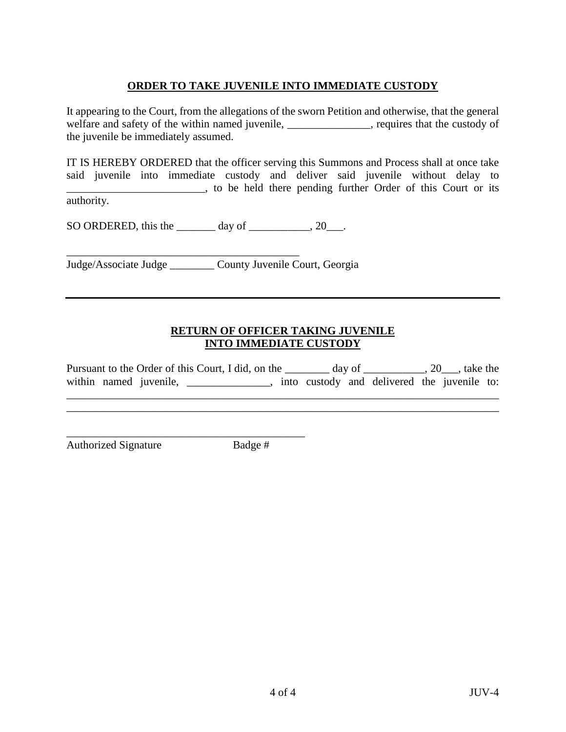## ORDER TO TAKE JUVENILE INTO IMMEDIATE CUSTODY

It appearing to the Court, from the allegations of the sworn Petition and otherwise, that the general welfare and safety of the within named juvenile, _______________, requires that the custody of the juvenile be immediately assumed.

IT IS HEREBY ORDERED that the officer serving this Summons and Process shall at once take said juvenile into immediate custody and deliver said juvenile without delay to _________________________, to be held there pending further Order of this Court or its authority.

SO ORDERED, this the _______ day of ___________, 20___.

_____________________________________________

Judge/Associate Judge ________ County Juvenile Court, Georgia

---

## RETURN OF OFFICER TAKING JUVENILE INTO IMMEDIATE CUSTODY

Pursuant to the Order of this Court, I did, on the ________ day of ___________, 20___, take the within named juvenile, _______________, into custody and delivered the juvenile to: ________________________________________________________________________________

________________________________________________________________________________

_____________________________________________

Authorized Signature Badge #